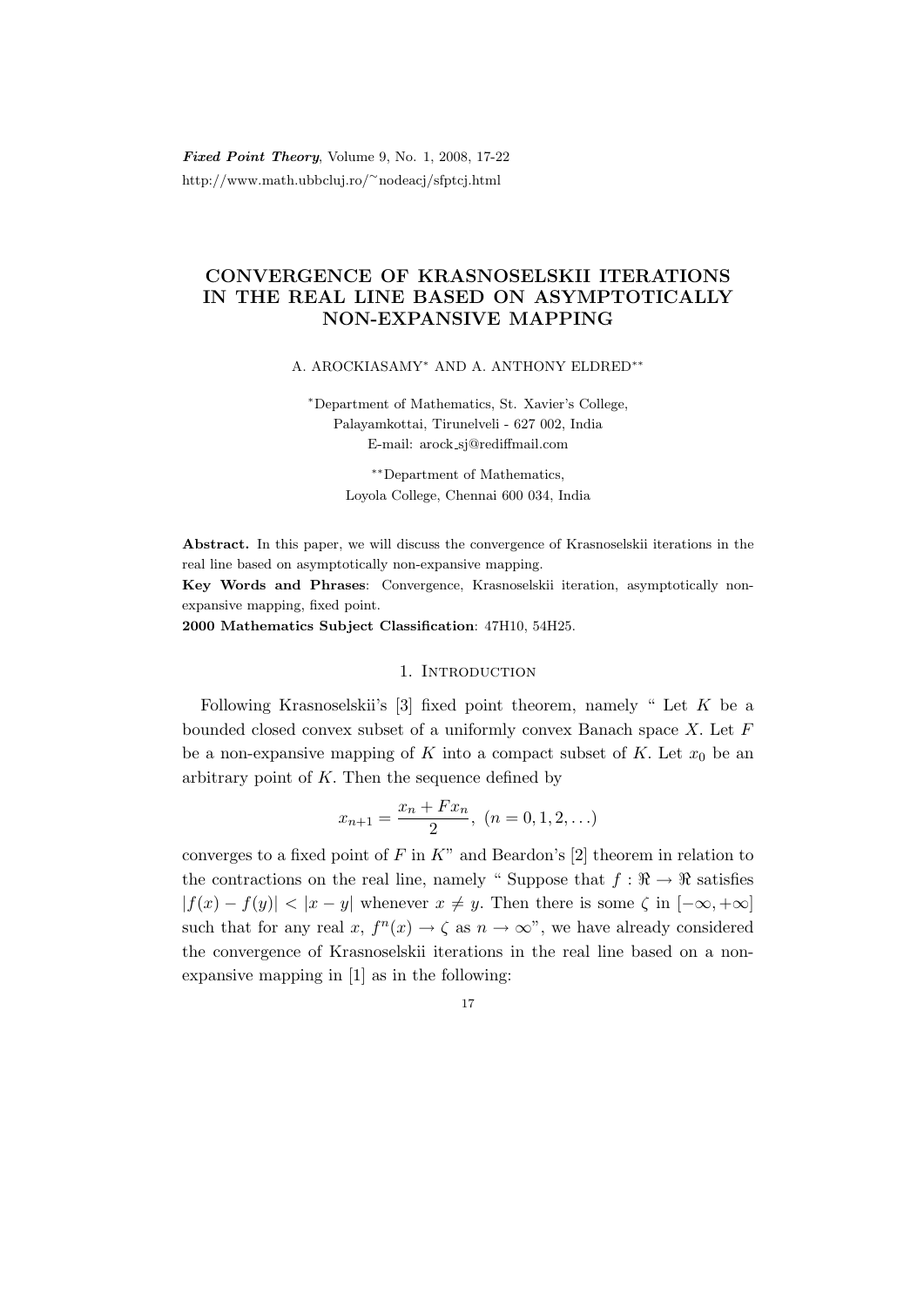# CONVERGENCE OF KRASNOSELSKII ITERATIONS IN THE REAL LINE BASED ON ASYMPTOTICALLY NON-EXPANSIVE MAPPING

A. AROCKIASAMY* AND A. ANTHONY ELDRED**

*Department of Mathematics, St. Xavier's College,
Palayamkottai, Tirunelveli - 627 002, India
E-mail: arock_sj@rediffmail.com

**Department of Mathematics,
Loyola College, Chennai 600 034, India

**Abstract.** In this paper, we will discuss the convergence of Krasnoselskii iterations in the real line based on asymptotically non-expansive mapping.

**Key Words and Phrases**: Convergence, Krasnoselskii iteration, asymptotically non-expansive mapping, fixed point.

**2000 Mathematics Subject Classification**: 47H10, 54H25.

## 1. Introduction

Following Krasnoselskii's [3] fixed point theorem, namely " Let $K$ be a bounded closed convex subset of a uniformly convex Banach space $X$. Let $F$ be a non-expansive mapping of $K$ into a compact subset of $K$. Let $x_0$ be an arbitrary point of $K$. Then the sequence defined by

$$x_{n+1} = \frac{x_n + Fx_n}{2}, \ (n = 0, 1, 2, \ldots)$$

converges to a fixed point of $F$ in $K$" and Beardon's [2] theorem in relation to the contractions on the real line, namely " Suppose that $f : \Re \to \Re$ satisfies $|f(x) - f(y)| < |x - y|$ whenever $x \neq y$. Then there is some $\zeta$ in $[-\infty, +\infty]$ such that for any real $x$, $f^n(x) \to \zeta$ as $n \to \infty$", we have already considered the convergence of Krasnoselskii iterations in the real line based on a non-expansive mapping in [1] as in the following: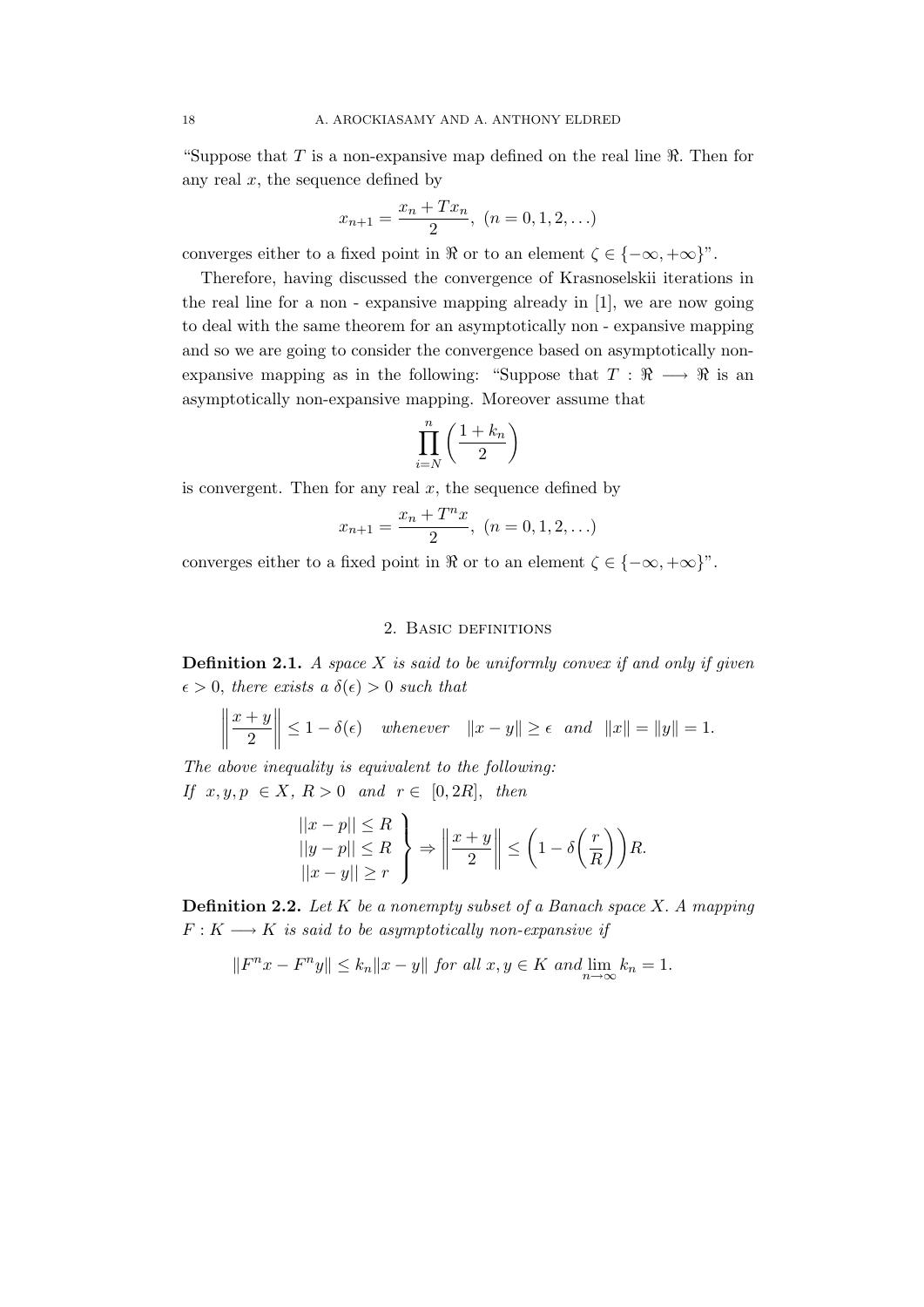"Suppose that $T$ is a non-expansive map defined on the real line $\Re$. Then for any real $x$, the sequence defined by

$$x_{n+1} = \frac{x_n + Tx_n}{2}, \ (n = 0, 1, 2, \ldots)$$

converges either to a fixed point in $\Re$ or to an element $\zeta \in \{-\infty, +\infty\}$".

Therefore, having discussed the convergence of Krasnoselskii iterations in the real line for a non - expansive mapping already in [1], we are now going to deal with the same theorem for an asymptotically non - expansive mapping and so we are going to consider the convergence based on asymptotically non-expansive mapping as in the following: "Suppose that $T : \Re \longrightarrow \Re$ is an asymptotically non-expansive mapping. Moreover assume that

$$\prod_{i=N}^{n} \left( \frac{1 + k_n}{2} \right)$$

is convergent. Then for any real $x$, the sequence defined by

$$x_{n+1} = \frac{x_n + T^n x}{2}, \ (n = 0, 1, 2, \ldots)$$

converges either to a fixed point in $\Re$ or to an element $\zeta \in \{-\infty, +\infty\}$".

## 2. Basic definitions

**Definition 2.1.** *A space $X$ is said to be uniformly convex if and only if given $\epsilon > 0$, there exists a $\delta(\epsilon) > 0$ such that*

$$\left\| \frac{x + y}{2} \right\| \leq 1 - \delta(\epsilon) \quad \text{whenever} \quad \|x - y\| \geq \epsilon \ \text{ and } \ \|x\| = \|y\| = 1.$$

*The above inequality is equivalent to the following:*
*If $x, y, p \in X$, $R > 0$ and $r \in [0, 2R]$, then*

$$\left. \begin{array}{l} ||x - p|| \leq R \\ ||y - p|| \leq R \\ ||x - y|| \geq r \end{array} \right\} \Rightarrow \left\| \frac{x + y}{2} \right\| \leq \left( 1 - \delta\left( \frac{r}{R} \right) \right) R.$$

**Definition 2.2.** *Let $K$ be a nonempty subset of a Banach space $X$. A mapping $F : K \longrightarrow K$ is said to be asymptotically non-expansive if*

$$\|F^n x - F^n y\| \leq k_n \|x - y\| \text{ for all } x, y \in K \text{ and } \lim_{n \to \infty} k_n = 1.$$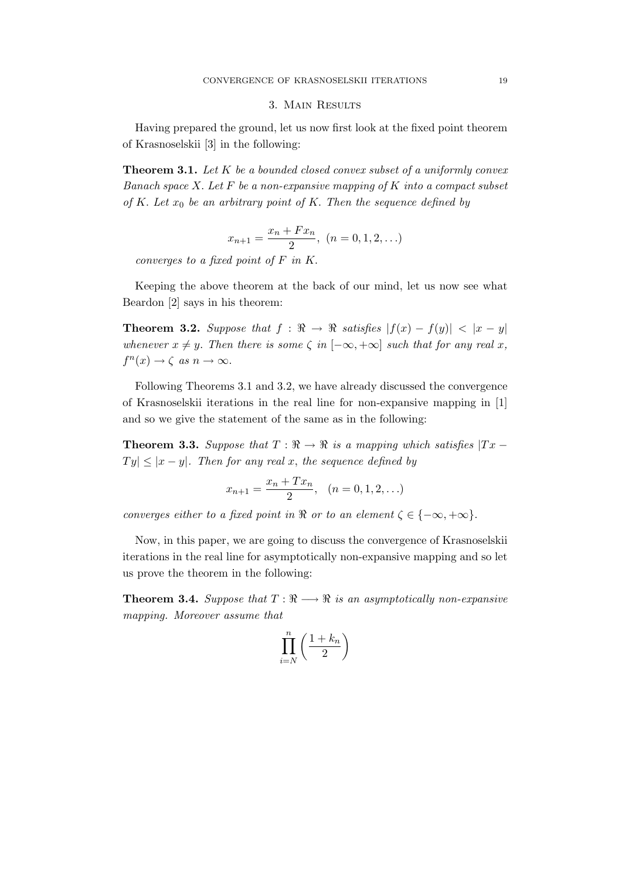## 3. Main Results

Having prepared the ground, let us now first look at the fixed point theorem of Krasnoselskii [3] in the following:

**Theorem 3.1.** *Let $K$ be a bounded closed convex subset of a uniformly convex Banach space $X$. Let $F$ be a non-expansive mapping of $K$ into a compact subset of $K$. Let $x_0$ be an arbitrary point of $K$. Then the sequence defined by*

$$x_{n+1} = \frac{x_n + Fx_n}{2}, \ \ (n = 0, 1, 2, \ldots)$$

*converges to a fixed point of $F$ in $K$.*

Keeping the above theorem at the back of our mind, let us now see what Beardon [2] says in his theorem:

**Theorem 3.2.** *Suppose that $f : \Re \to \Re$ satisfies $|f(x) - f(y)| < |x - y|$ whenever $x \neq y$. Then there is some $\zeta$ in $[-\infty, +\infty]$ such that for any real $x$, $f^n(x) \to \zeta$ as $n \to \infty$.*

Following Theorems 3.1 and 3.2, we have already discussed the convergence of Krasnoselskii iterations in the real line for non-expansive mapping in [1] and so we give the statement of the same as in the following:

**Theorem 3.3.** *Suppose that $T : \Re \to \Re$ is a mapping which satisfies $|Tx - Ty| \leq |x - y|$. Then for any real $x$, the sequence defined by*

$$x_{n+1} = \frac{x_n + Tx_n}{2}, \quad (n = 0, 1, 2, \ldots)$$

*converges either to a fixed point in $\Re$ or to an element $\zeta \in \{-\infty, +\infty\}$.*

Now, in this paper, we are going to discuss the convergence of Krasnoselskii iterations in the real line for asymptotically non-expansive mapping and so let us prove the theorem in the following:

**Theorem 3.4.** *Suppose that $T : \Re \longrightarrow \Re$ is an asymptotically non-expansive mapping. Moreover assume that*

$$\prod_{i=N}^{n} \left( \frac{1 + k_n}{2} \right)$$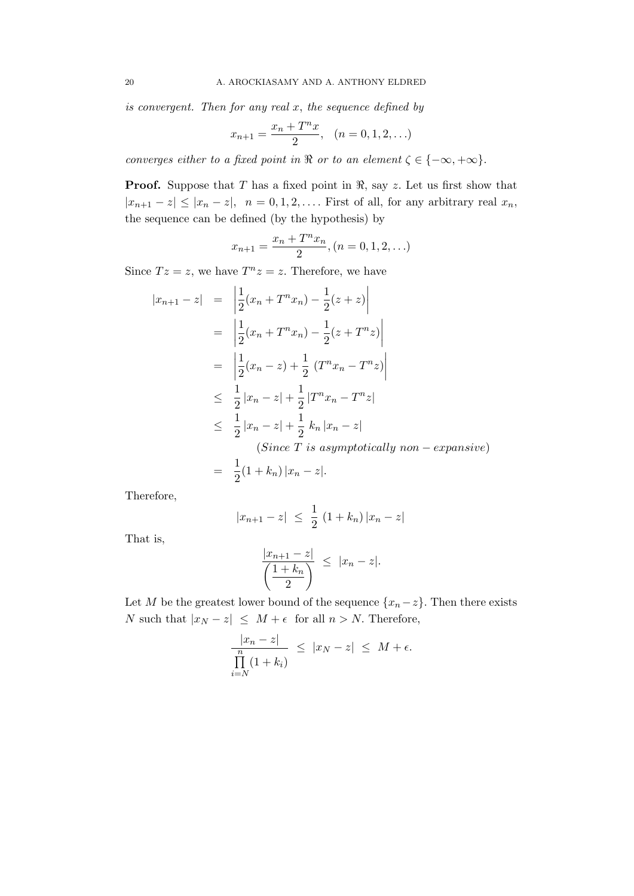*is convergent. Then for any real $x$, the sequence defined by*

$$x_{n+1} = \frac{x_n + T^n x}{2}, \quad (n = 0, 1, 2, \ldots)$$

*converges either to a fixed point in $\Re$ or to an element $\zeta \in \{-\infty, +\infty\}$.*

**Proof.** Suppose that $T$ has a fixed point in $\Re$, say $z$. Let us first show that $|x_{n+1} - z| \leq |x_n - z|, \;\; n = 0, 1, 2, \ldots$. First of all, for any arbitrary real $x_n$, the sequence can be defined (by the hypothesis) by

$$x_{n+1} = \frac{x_n + T^n x_n}{2}, (n = 0, 1, 2, \ldots)$$

Since $Tz = z$, we have $T^n z = z$. Therefore, we have

$$
\begin{aligned}
|x_{n+1} - z| &= \left| \frac{1}{2}(x_n + T^n x_n) - \frac{1}{2}(z + z) \right| \\
&= \left| \frac{1}{2}(x_n + T^n x_n) - \frac{1}{2}(z + T^n z) \right| \\
&= \left| \frac{1}{2}(x_n - z) + \frac{1}{2} \; (T^n x_n - T^n z) \right| \\
&\leq \frac{1}{2} |x_n - z| + \frac{1}{2} |T^n x_n - T^n z| \\
&\leq \frac{1}{2} |x_n - z| + \frac{1}{2} \; k_n \, |x_n - z| \\
&\qquad (Since\ T\ is\ asymptotically\ non-expansive) \\
&= \frac{1}{2}(1 + k_n) \, |x_n - z|.
\end{aligned}
$$

Therefore,

$$|x_{n+1} - z| \; \leq \; \frac{1}{2} \; (1 + k_n) \, |x_n - z|$$

That is,

$$\frac{|x_{n+1} - z|}{\left( \dfrac{1 + k_n}{2} \right)} \; \leq \; |x_n - z|.$$

Let $M$ be the greatest lower bound of the sequence $\{x_n - z\}$. Then there exists $N$ such that $|x_N - z| \; \leq \; M + \epsilon$ for all $n > N$. Therefore,

$$\frac{|x_n - z|}{\prod\limits_{i=N}^{n} (1 + k_i)} \; \leq \; |x_N - z| \; \leq \; M + \epsilon.$$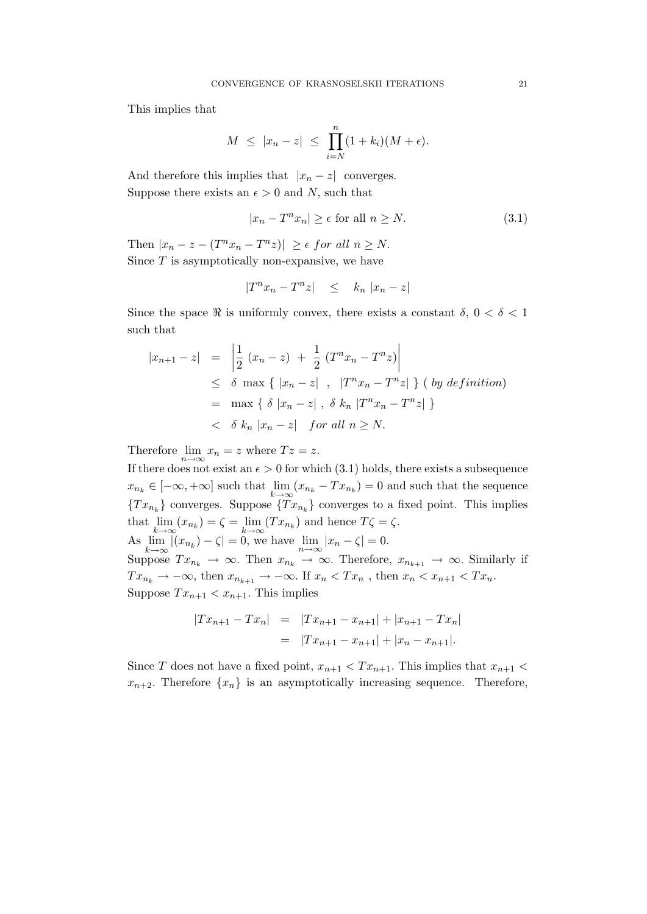This implies that

$$M \ \leq \ |x_n - z| \ \leq \ \prod_{i=N}^{n}(1+k_i)(M+\epsilon).$$

And therefore this implies that $|x_n - z|$ converges.
Suppose there exists an $\epsilon > 0$ and $N$, such that

$$|x_n - T^n x_n| \geq \epsilon \text{ for all } n \geq N. \tag{3.1}$$

Then $|x_n - z - (T^n x_n - T^n z)| \ \geq \epsilon \ for \ all \ n \geq N.$
Since $T$ is asymptotically non-expansive, we have

$$|T^n x_n - T^n z| \quad \leq \quad k_n \ |x_n - z|$$

Since the space $\Re$ is uniformly convex, there exists a constant $\delta$, $0 < \delta < 1$ such that

$$\begin{aligned}
|x_{n+1} - z| \ &= \ \left| \frac{1}{2} \ (x_n - z) \ + \ \frac{1}{2} \ (T^n x_n - T^n z) \right| \\
&\leq \ \delta \ \max \ \{ \ |x_n - z| \ \ , \ \ |T^n x_n - T^n z| \ \} \ ( \ by \ definition) \\
&= \ \max \ \{ \ \delta \ |x_n - z| \ , \ \delta \ k_n \ |T^n x_n - T^n z| \ \} \\
&< \ \delta \ k_n \ |x_n - z| \quad for \ all \ n \geq N.
\end{aligned}$$

Therefore $\lim_{n \to \infty} x_n = z$ where $Tz = z$.
If there does not exist an $\epsilon > 0$ for which (3.1) holds, there exists a subsequence $x_{n_k} \in [-\infty, +\infty]$ such that $\lim_{k \to \infty}(x_{n_k} - Tx_{n_k}) = 0$ and such that the sequence $\{Tx_{n_k}\}$ converges. Suppose $\{Tx_{n_k}\}$ converges to a fixed point. This implies that $\lim_{k \to \infty}(x_{n_k}) = \zeta = \lim_{k \to \infty}(Tx_{n_k})$ and hence $T\zeta = \zeta$.
As $\lim_{k \to \infty} |(x_{n_k}) - \zeta| = 0$, we have $\lim_{n \to \infty} |x_n - \zeta| = 0$.
Suppose $Tx_{n_k} \to \infty$. Then $x_{n_k} \to \infty$. Therefore, $x_{n_{k+1}} \to \infty$. Similarly if $Tx_{n_k} \to -\infty$, then $x_{n_{k+1}} \to -\infty$. If $x_n < Tx_n$ , then $x_n < x_{n+1} < Tx_n$.
Suppose $Tx_{n+1} < x_{n+1}$. This implies

$$\begin{aligned}
|Tx_{n+1} - Tx_n| \ &= \ |Tx_{n+1} - x_{n+1}| + |x_{n+1} - Tx_n| \\
&= \ |Tx_{n+1} - x_{n+1}| + |x_n - x_{n+1}|.
\end{aligned}$$

Since $T$ does not have a fixed point, $x_{n+1} < Tx_{n+1}$. This implies that $x_{n+1} < x_{n+2}$. Therefore $\{x_n\}$ is an asymptotically increasing sequence. Therefore,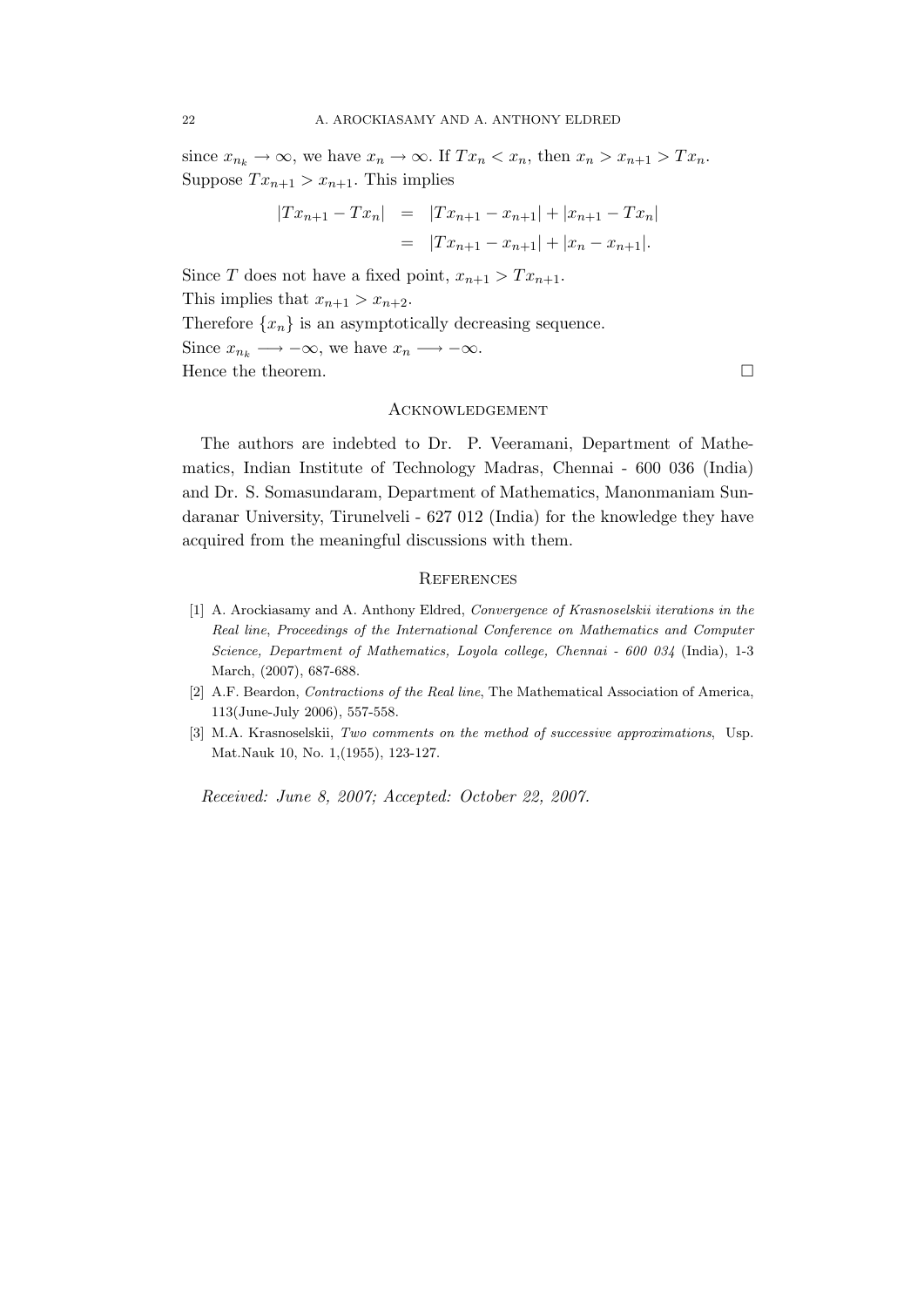since $x_{n_k} \to \infty$, we have $x_n \to \infty$. If $Tx_n < x_n$, then $x_n > x_{n+1} > Tx_n$. Suppose $Tx_{n+1} > x_{n+1}$. This implies

$$
\begin{aligned}
|Tx_{n+1} - Tx_n| &= |Tx_{n+1} - x_{n+1}| + |x_{n+1} - Tx_n| \\
&= |Tx_{n+1} - x_{n+1}| + |x_n - x_{n+1}|.
\end{aligned}
$$

Since $T$ does not have a fixed point, $x_{n+1} > Tx_{n+1}$.
This implies that $x_{n+1} > x_{n+2}$.
Therefore $\{x_n\}$ is an asymptotically decreasing sequence.
Since $x_{n_k} \longrightarrow -\infty$, we have $x_n \longrightarrow -\infty$.
Hence the theorem. □

## Acknowledgement

The authors are indebted to Dr. P. Veeramani, Department of Mathematics, Indian Institute of Technology Madras, Chennai - 600 036 (India) and Dr. S. Somasundaram, Department of Mathematics, Manonmaniam Sundaranar University, Tirunelveli - 627 012 (India) for the knowledge they have acquired from the meaningful discussions with them.

## References

[1] A. Arockiasamy and A. Anthony Eldred, *Convergence of Krasnoselskii iterations in the Real line*, *Proceedings of the International Conference on Mathematics and Computer Science, Department of Mathematics, Loyola college, Chennai - 600 034* (India), 1-3 March, (2007), 687-688.

[2] A.F. Beardon, *Contractions of the Real line*, The Mathematical Association of America, 113(June-July 2006), 557-558.

[3] M.A. Krasnoselskii, *Two comments on the method of successive approximations*, Usp. Mat.Nauk 10, No. 1,(1955), 123-127.

*Received: June 8, 2007; Accepted: October 22, 2007.*